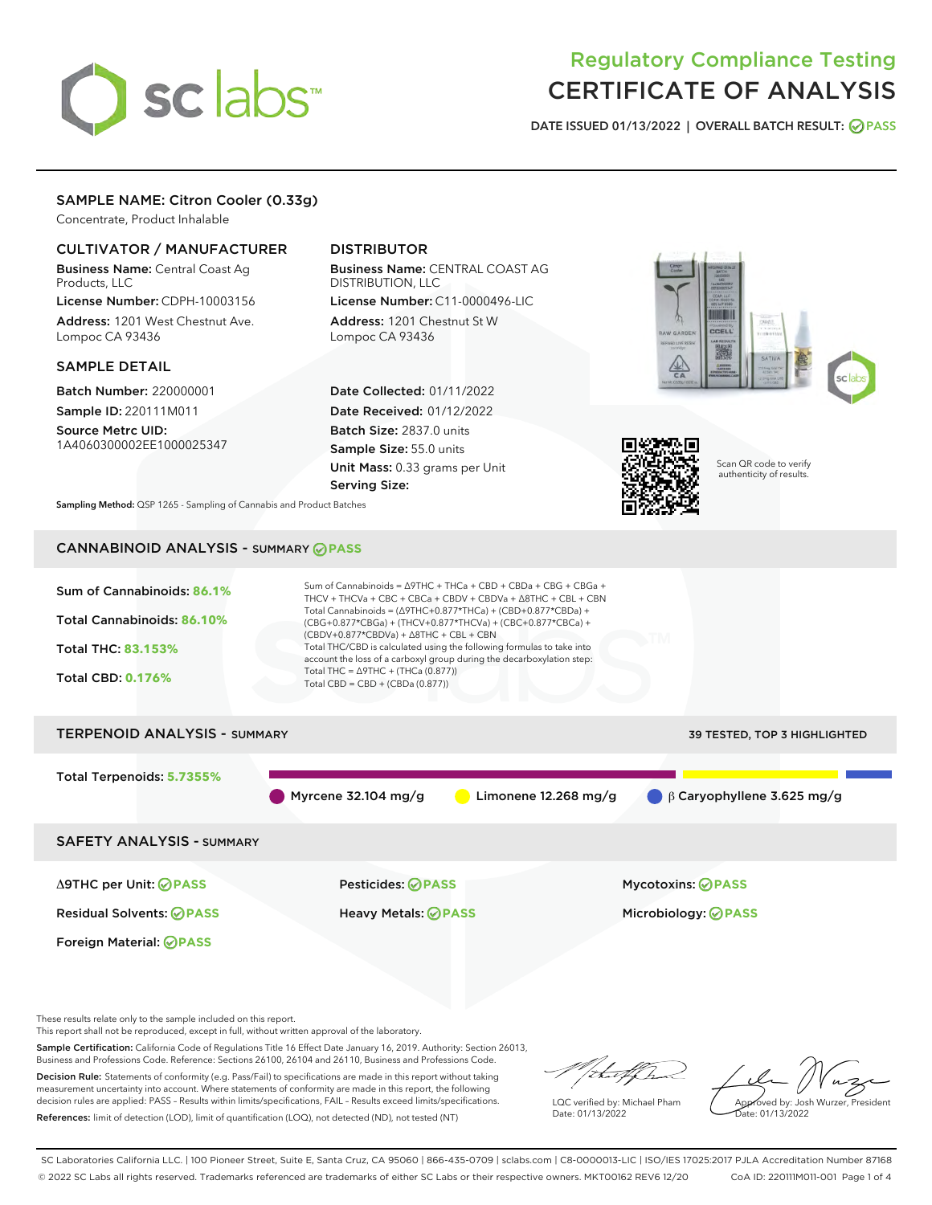# Regulatory Compliance Testing
# CERTIFICATE OF ANALYSIS

**DATE ISSUED** 01/13/2022 | **OVERALL BATCH RESULT:** PASS

## SAMPLE NAME: Citron Cooler (0.33g)

Concentrate, Product Inhalable

### CULTIVATOR / MANUFACTURER

**Business Name:** Central Coast Ag Products, LLC

**License Number:** CDPH-10003156

**Address:** 1201 West Chestnut Ave. Lompoc CA 93436

### DISTRIBUTOR

**Business Name:** CENTRAL COAST AG DISTRIBUTION, LLC

**License Number:** C11-0000496-LIC

**Address:** 1201 Chestnut St W Lompoc CA 93436

### SAMPLE DETAIL

**Batch Number:** 220000001

**Sample ID:** 220111M011

**Source Metrc UID:** 1A4060300002EE1000025347

**Date Collected:** 01/11/2022

**Date Received:** 01/12/2022

**Batch Size:** 2837.0 units

**Sample Size:** 55.0 units

**Unit Mass:** 0.33 grams per Unit

**Serving Size:**

**Sampling Method:** QSP 1265 - Sampling of Cannabis and Product Batches

Scan QR code to verify authenticity of results.

## CANNABINOID ANALYSIS - SUMMARY PASS

**Sum of Cannabinoids:** 86.1%

**Total Cannabinoids:** 86.10%

**Total THC:** 83.153%

**Total CBD:** 0.176%

Sum of Cannabinoids = Δ9THC + THCa + CBD + CBDa + CBG + CBGa + THCV + THCVa + CBC + CBCa + CBDV + CBDVa + Δ8THC + CBL + CBN

Total Cannabinoids = (Δ9THC+0.877*THCa) + (CBD+0.877*CBDa) + (CBG+0.877*CBGa) + (THCV+0.877*THCVa) + (CBC+0.877*CBCa) + (CBDV+0.877*CBDVa) + Δ8THC + CBL + CBN

Total THC/CBD is calculated using the following formulas to take into account the loss of a carboxyl group during the decarboxylation step:

Total THC = Δ9THC + (THCa (0.877))

Total CBD = CBD + (CBDa (0.877))

## TERPENOID ANALYSIS - SUMMARY

39 TESTED, TOP 3 HIGHLIGHTED

**Total Terpenoids:** 5.7355%

Myrcene 32.104 mg/g | Limonene 12.268 mg/g | β Caryophyllene 3.625 mg/g

## SAFETY ANALYSIS - SUMMARY

| | | |
|---|---|---|
| Δ9THC per Unit: PASS | Pesticides: PASS | Mycotoxins: PASS |
| Residual Solvents: PASS | Heavy Metals: PASS | Microbiology: PASS |
| Foreign Material: PASS | | |

These results relate only to the sample included on this report.
This report shall not be reproduced, except in full, without written approval of the laboratory.

**Sample Certification:** California Code of Regulations Title 16 Effect Date January 16, 2019. Authority: Section 26013, Business and Professions Code. Reference: Sections 26100, 26104 and 26110, Business and Professions Code.

**Decision Rule:** Statements of conformity (e.g. Pass/Fail) to specifications are made in this report without taking measurement uncertainty into account. Where statements of conformity are made in this report, the following decision rules are applied: PASS – Results within limits/specifications, FAIL – Results exceed limits/specifications.

**References:** limit of detection (LOD), limit of quantification (LOQ), not detected (ND), not tested (NT)

LQC verified by: Michael Pham
Date: 01/13/2022

Approved by: Josh Wurzer, President
Date: 01/13/2022

SC Laboratories California LLC. | 100 Pioneer Street, Suite E, Santa Cruz, CA 95060 | 866-435-0709 | sclabs.com | C8-0000013-LIC | ISO/IES 17025:2017 PJLA Accreditation Number 87168
© 2022 SC Labs all rights reserved. Trademarks referenced are trademarks of either SC Labs or their respective owners. MKT00162 REV6 12/20 CoA ID: 220111M011-001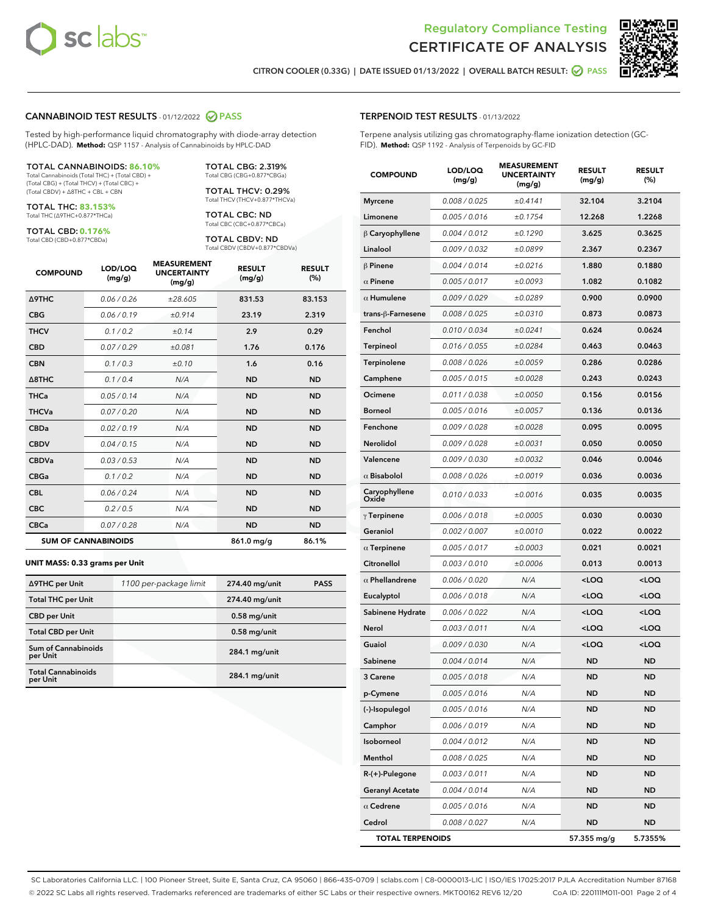# Regulatory Compliance Testing
# CERTIFICATE OF ANALYSIS

CITRON COOLER (0.33G) | DATE ISSUED 01/13/2022 | OVERALL BATCH RESULT: PASS

## CANNABINOID TEST RESULTS - 01/12/2022 PASS

Tested by high-performance liquid chromatography with diode-array detection (HPLC-DAD). **Method:** QSP 1157 - Analysis of Cannabinoids by HPLC-DAD

**TOTAL CANNABINOIDS: 86.10%**
Total Cannabinoids (Total THC) + (Total CBD) + (Total CBG) + (Total THCV) + (Total CBC) + (Total CBDV) + Δ8THC + CBL + CBN

**TOTAL THC: 83.153%**
Total THC (Δ9THC+0.877*THCa)

**TOTAL CBD: 0.176%**
Total CBD (CBD+0.877*CBDa)

**TOTAL CBG: 2.319%**
Total CBG (CBG+0.877*CBGa)

**TOTAL THCV: 0.29%**
Total THCV (THCV+0.877*THCVa)

**TOTAL CBC: ND**
Total CBC (CBC+0.877*CBCa)

**TOTAL CBDV: ND**
Total CBDV (CBDV+0.877*CBDVa)

| COMPOUND | LOD/LOQ (mg/g) | MEASUREMENT UNCERTAINTY (mg/g) | RESULT (mg/g) | RESULT (%) |
|---|---|---|---|---|
| Δ9THC | 0.06 / 0.26 | ±28.605 | 831.53 | 83.153 |
| CBG | 0.06 / 0.19 | ±0.914 | 23.19 | 2.319 |
| THCV | 0.1 / 0.2 | ±0.14 | 2.9 | 0.29 |
| CBD | 0.07 / 0.29 | ±0.081 | 1.76 | 0.176 |
| CBN | 0.1 / 0.3 | ±0.10 | 1.6 | 0.16 |
| Δ8THC | 0.1 / 0.4 | N/A | ND | ND |
| THCa | 0.05 / 0.14 | N/A | ND | ND |
| THCVa | 0.07 / 0.20 | N/A | ND | ND |
| CBDa | 0.02 / 0.19 | N/A | ND | ND |
| CBDV | 0.04 / 0.15 | N/A | ND | ND |
| CBDVa | 0.03 / 0.53 | N/A | ND | ND |
| CBGa | 0.1 / 0.2 | N/A | ND | ND |
| CBL | 0.06 / 0.24 | N/A | ND | ND |
| CBC | 0.2 / 0.5 | N/A | ND | ND |
| CBCa | 0.07 / 0.28 | N/A | ND | ND |
| **SUM OF CANNABINOIDS** | | | 861.0 mg/g | 86.1% |

**UNIT MASS: 0.33 grams per Unit**

| | | | |
|---|---|---|---|
| Δ9THC per Unit | 1100 per-package limit | 274.40 mg/unit | PASS |
| Total THC per Unit | | 274.40 mg/unit | |
| CBD per Unit | | 0.58 mg/unit | |
| Total CBD per Unit | | 0.58 mg/unit | |
| Sum of Cannabinoids per Unit | | 284.1 mg/unit | |
| Total Cannabinoids per Unit | | 284.1 mg/unit | |

## TERPENOID TEST RESULTS - 01/13/2022

Terpene analysis utilizing gas chromatography-flame ionization detection (GC-FID). **Method:** QSP 1192 - Analysis of Terpenoids by GC-FID

| COMPOUND | LOD/LOQ (mg/g) | MEASUREMENT UNCERTAINTY (mg/g) | RESULT (mg/g) | RESULT (%) |
|---|---|---|---|---|
| Myrcene | 0.008 / 0.025 | ±0.4141 | 32.104 | 3.2104 |
| Limonene | 0.005 / 0.016 | ±0.1754 | 12.268 | 1.2268 |
| β Caryophyllene | 0.004 / 0.012 | ±0.1290 | 3.625 | 0.3625 |
| Linalool | 0.009 / 0.032 | ±0.0899 | 2.367 | 0.2367 |
| β Pinene | 0.004 / 0.014 | ±0.0216 | 1.880 | 0.1880 |
| α Pinene | 0.005 / 0.017 | ±0.0093 | 1.082 | 0.1082 |
| α Humulene | 0.009 / 0.029 | ±0.0289 | 0.900 | 0.0900 |
| trans-β-Farnesene | 0.008 / 0.025 | ±0.0310 | 0.873 | 0.0873 |
| Fenchol | 0.010 / 0.034 | ±0.0241 | 0.624 | 0.0624 |
| Terpineol | 0.016 / 0.055 | ±0.0284 | 0.463 | 0.0463 |
| Terpinolene | 0.008 / 0.026 | ±0.0059 | 0.286 | 0.0286 |
| Camphene | 0.005 / 0.015 | ±0.0028 | 0.243 | 0.0243 |
| Ocimene | 0.011 / 0.038 | ±0.0050 | 0.156 | 0.0156 |
| Borneol | 0.005 / 0.016 | ±0.0057 | 0.136 | 0.0136 |
| Fenchone | 0.009 / 0.028 | ±0.0028 | 0.095 | 0.0095 |
| Nerolidol | 0.009 / 0.028 | ±0.0031 | 0.050 | 0.0050 |
| Valencene | 0.009 / 0.030 | ±0.0032 | 0.046 | 0.0046 |
| α Bisabolol | 0.008 / 0.026 | ±0.0019 | 0.036 | 0.0036 |
| Caryophyllene Oxide | 0.010 / 0.033 | ±0.0016 | 0.035 | 0.0035 |
| γ Terpinene | 0.006 / 0.018 | ±0.0005 | 0.030 | 0.0030 |
| Geraniol | 0.002 / 0.007 | ±0.0010 | 0.022 | 0.0022 |
| α Terpinene | 0.005 / 0.017 | ±0.0003 | 0.021 | 0.0021 |
| Citronellol | 0.003 / 0.010 | ±0.0006 | 0.013 | 0.0013 |
| α Phellandrene | 0.006 / 0.020 | N/A | <LOQ | <LOQ |
| Eucalyptol | 0.006 / 0.018 | N/A | <LOQ | <LOQ |
| Sabinene Hydrate | 0.006 / 0.022 | N/A | <LOQ | <LOQ |
| Nerol | 0.003 / 0.011 | N/A | <LOQ | <LOQ |
| Guaiol | 0.009 / 0.030 | N/A | <LOQ | <LOQ |
| Sabinene | 0.004 / 0.014 | N/A | ND | ND |
| 3 Carene | 0.005 / 0.018 | N/A | ND | ND |
| p-Cymene | 0.005 / 0.016 | N/A | ND | ND |
| (-)-Isopulegol | 0.005 / 0.016 | N/A | ND | ND |
| Camphor | 0.006 / 0.019 | N/A | ND | ND |
| Isoborneol | 0.004 / 0.012 | N/A | ND | ND |
| Menthol | 0.008 / 0.025 | N/A | ND | ND |
| R-(+)-Pulegone | 0.003 / 0.011 | N/A | ND | ND |
| Geranyl Acetate | 0.004 / 0.014 | N/A | ND | ND |
| α Cedrene | 0.005 / 0.016 | N/A | ND | ND |
| Cedrol | 0.008 / 0.027 | N/A | ND | ND |
| **TOTAL TERPENOIDS** | | | 57.355 mg/g | 5.7355% |

SC Laboratories California LLC. | 100 Pioneer Street, Suite E, Santa Cruz, CA 95060 | 866-435-0709 | sclabs.com | C8-0000013-LIC | ISO/IES 17025:2017 PJLA Accreditation Number 87168
© 2022 SC Labs all rights reserved. Trademarks referenced are trademarks of either SC Labs or their respective owners. MKT00162 REV6 12/20 CoA ID: 220111M011-001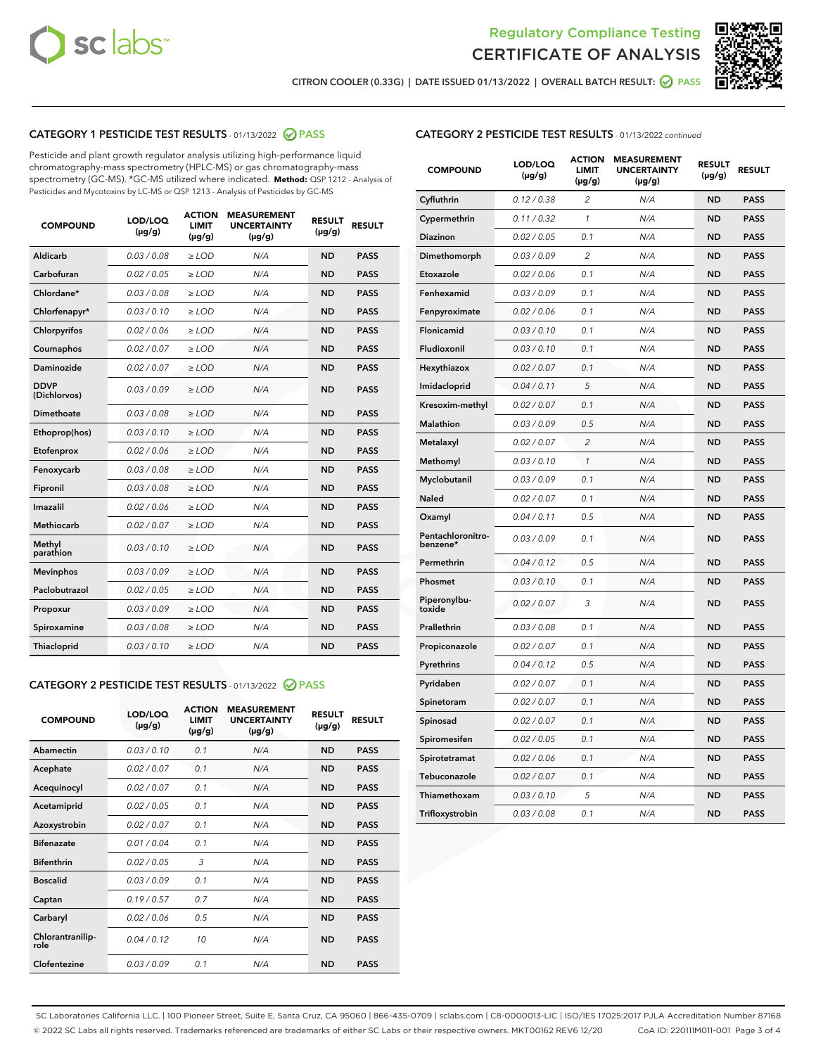Regulatory Compliance Testing
CERTIFICATE OF ANALYSIS

CITRON COOLER (0.33G) | DATE ISSUED 01/13/2022 | OVERALL BATCH RESULT: PASS

## CATEGORY 1 PESTICIDE TEST RESULTS - 01/13/2022 PASS

Pesticide and plant growth regulator analysis utilizing high-performance liquid chromatography-mass spectrometry (HPLC-MS) or gas chromatography-mass spectrometry (GC-MS). *GC-MS utilized where indicated. **Method:** QSP 1212 - Analysis of Pesticides and Mycotoxins by LC-MS or QSP 1213 - Analysis of Pesticides by GC-MS

| COMPOUND | LOD/LOQ (μg/g) | ACTION LIMIT (μg/g) | MEASUREMENT UNCERTAINTY (μg/g) | RESULT (μg/g) | RESULT |
|---|---|---|---|---|---|
| Aldicarb | 0.03 / 0.08 | ≥ LOD | N/A | ND | PASS |
| Carbofuran | 0.02 / 0.05 | ≥ LOD | N/A | ND | PASS |
| Chlordane* | 0.03 / 0.08 | ≥ LOD | N/A | ND | PASS |
| Chlorfenapyr* | 0.03 / 0.10 | ≥ LOD | N/A | ND | PASS |
| Chlorpyrifos | 0.02 / 0.06 | ≥ LOD | N/A | ND | PASS |
| Coumaphos | 0.02 / 0.07 | ≥ LOD | N/A | ND | PASS |
| Daminozide | 0.02 / 0.07 | ≥ LOD | N/A | ND | PASS |
| DDVP (Dichlorvos) | 0.03 / 0.09 | ≥ LOD | N/A | ND | PASS |
| Dimethoate | 0.03 / 0.08 | ≥ LOD | N/A | ND | PASS |
| Ethoprop(hos) | 0.03 / 0.10 | ≥ LOD | N/A | ND | PASS |
| Etofenprox | 0.02 / 0.06 | ≥ LOD | N/A | ND | PASS |
| Fenoxycarb | 0.03 / 0.08 | ≥ LOD | N/A | ND | PASS |
| Fipronil | 0.03 / 0.08 | ≥ LOD | N/A | ND | PASS |
| Imazalil | 0.02 / 0.06 | ≥ LOD | N/A | ND | PASS |
| Methiocarb | 0.02 / 0.07 | ≥ LOD | N/A | ND | PASS |
| Methyl parathion | 0.03 / 0.10 | ≥ LOD | N/A | ND | PASS |
| Mevinphos | 0.03 / 0.09 | ≥ LOD | N/A | ND | PASS |
| Paclobutrazol | 0.02 / 0.05 | ≥ LOD | N/A | ND | PASS |
| Propoxur | 0.03 / 0.09 | ≥ LOD | N/A | ND | PASS |
| Spiroxamine | 0.03 / 0.08 | ≥ LOD | N/A | ND | PASS |
| Thiacloprid | 0.03 / 0.10 | ≥ LOD | N/A | ND | PASS |

## CATEGORY 2 PESTICIDE TEST RESULTS - 01/13/2022 PASS

| COMPOUND | LOD/LOQ (μg/g) | ACTION LIMIT (μg/g) | MEASUREMENT UNCERTAINTY (μg/g) | RESULT (μg/g) | RESULT |
|---|---|---|---|---|---|
| Abamectin | 0.03 / 0.10 | 0.1 | N/A | ND | PASS |
| Acephate | 0.02 / 0.07 | 0.1 | N/A | ND | PASS |
| Acequinocyl | 0.02 / 0.07 | 0.1 | N/A | ND | PASS |
| Acetamiprid | 0.02 / 0.05 | 0.1 | N/A | ND | PASS |
| Azoxystrobin | 0.02 / 0.07 | 0.1 | N/A | ND | PASS |
| Bifenazate | 0.01 / 0.04 | 0.1 | N/A | ND | PASS |
| Bifenthrin | 0.02 / 0.05 | 3 | N/A | ND | PASS |
| Boscalid | 0.03 / 0.09 | 0.1 | N/A | ND | PASS |
| Captan | 0.19 / 0.57 | 0.7 | N/A | ND | PASS |
| Carbaryl | 0.02 / 0.06 | 0.5 | N/A | ND | PASS |
| Chlorantraniliprole | 0.04 / 0.12 | 10 | N/A | ND | PASS |
| Clofentezine | 0.03 / 0.09 | 0.1 | N/A | ND | PASS |
| Cyfluthrin | 0.12 / 0.38 | 2 | N/A | ND | PASS |
| Cypermethrin | 0.11 / 0.32 | 1 | N/A | ND | PASS |
| Diazinon | 0.02 / 0.05 | 0.1 | N/A | ND | PASS |
| Dimethomorph | 0.03 / 0.09 | 2 | N/A | ND | PASS |
| Etoxazole | 0.02 / 0.06 | 0.1 | N/A | ND | PASS |
| Fenhexamid | 0.03 / 0.09 | 0.1 | N/A | ND | PASS |
| Fenpyroximate | 0.02 / 0.06 | 0.1 | N/A | ND | PASS |
| Flonicamid | 0.03 / 0.10 | 0.1 | N/A | ND | PASS |
| Fludioxonil | 0.03 / 0.10 | 0.1 | N/A | ND | PASS |
| Hexythiazox | 0.02 / 0.07 | 0.1 | N/A | ND | PASS |
| Imidacloprid | 0.04 / 0.11 | 5 | N/A | ND | PASS |
| Kresoxim-methyl | 0.02 / 0.07 | 0.1 | N/A | ND | PASS |
| Malathion | 0.03 / 0.09 | 0.5 | N/A | ND | PASS |
| Metalaxyl | 0.02 / 0.07 | 2 | N/A | ND | PASS |
| Methomyl | 0.03 / 0.10 | 1 | N/A | ND | PASS |
| Myclobutanil | 0.03 / 0.09 | 0.1 | N/A | ND | PASS |
| Naled | 0.02 / 0.07 | 0.1 | N/A | ND | PASS |
| Oxamyl | 0.04 / 0.11 | 0.5 | N/A | ND | PASS |
| Pentachloronitrobenzene* | 0.03 / 0.09 | 0.1 | N/A | ND | PASS |
| Permethrin | 0.04 / 0.12 | 0.5 | N/A | ND | PASS |
| Phosmet | 0.03 / 0.10 | 0.1 | N/A | ND | PASS |
| Piperonylbutoxide | 0.02 / 0.07 | 3 | N/A | ND | PASS |
| Prallethrin | 0.03 / 0.08 | 0.1 | N/A | ND | PASS |
| Propiconazole | 0.02 / 0.07 | 0.1 | N/A | ND | PASS |
| Pyrethrins | 0.04 / 0.12 | 0.5 | N/A | ND | PASS |
| Pyridaben | 0.02 / 0.07 | 0.1 | N/A | ND | PASS |
| Spinetoram | 0.02 / 0.07 | 0.1 | N/A | ND | PASS |
| Spinosad | 0.02 / 0.07 | 0.1 | N/A | ND | PASS |
| Spiromesifen | 0.02 / 0.05 | 0.1 | N/A | ND | PASS |
| Spirotetramat | 0.02 / 0.06 | 0.1 | N/A | ND | PASS |
| Tebuconazole | 0.02 / 0.07 | 0.1 | N/A | ND | PASS |
| Thiamethoxam | 0.03 / 0.10 | 5 | N/A | ND | PASS |
| Trifloxystrobin | 0.03 / 0.08 | 0.1 | N/A | ND | PASS |

SC Laboratories California LLC. | 100 Pioneer Street, Suite E, Santa Cruz, CA 95060 | 866-435-0709 | sclabs.com | C8-0000013-LIC | ISO/IES 17025:2017 PJLA Accreditation Number 87168
© 2022 SC Labs all rights reserved. Trademarks referenced are trademarks of either SC Labs or their respective owners. MKT00162 REV6 12/20 CoA ID: 220111M011-001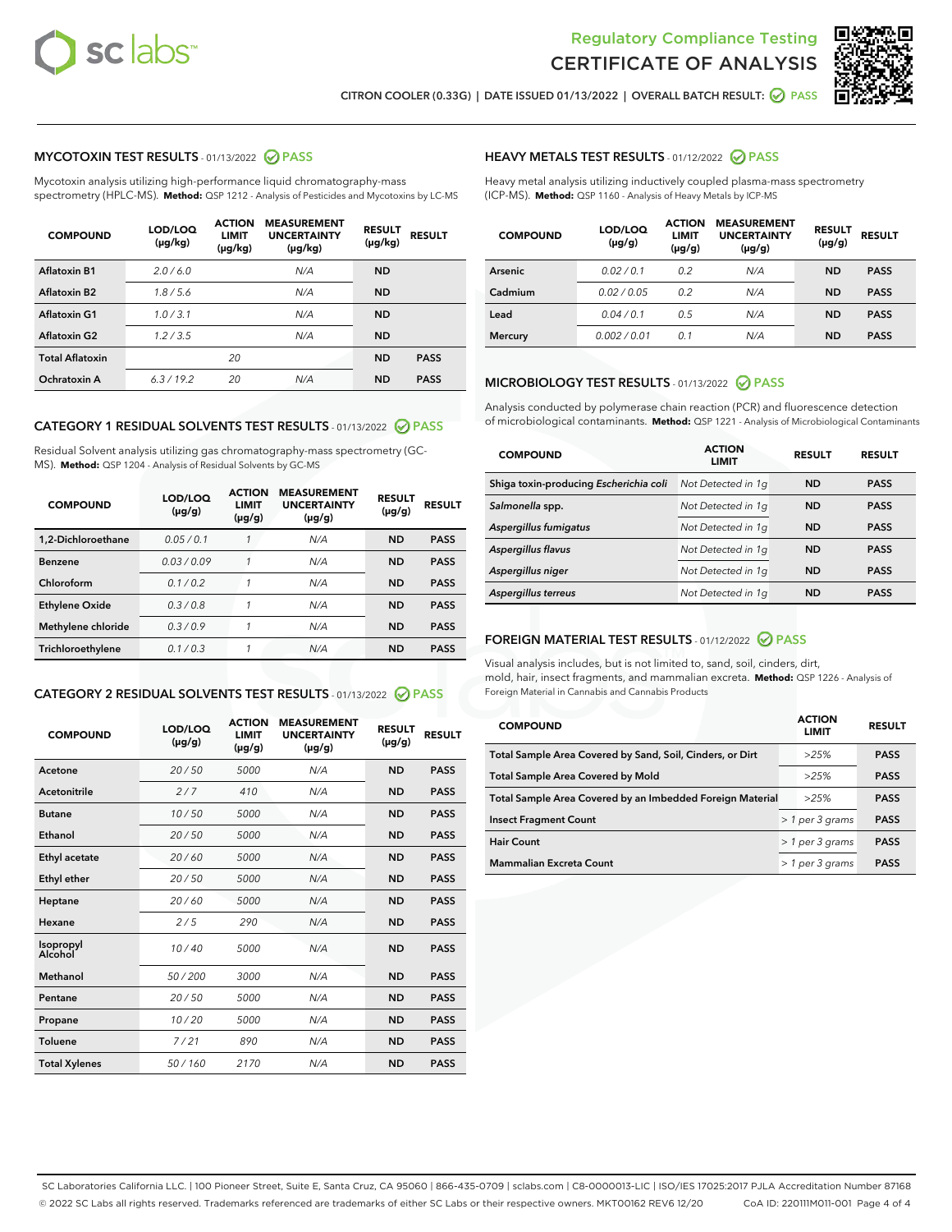Regulatory Compliance Testing
# CERTIFICATE OF ANALYSIS

CITRON COOLER (0.33G) | DATE ISSUED 01/13/2022 | OVERALL BATCH RESULT: PASS

## MYCOTOXIN TEST RESULTS - 01/13/2022 PASS

Mycotoxin analysis utilizing high-performance liquid chromatography-mass spectrometry (HPLC-MS). **Method:** QSP 1212 - Analysis of Pesticides and Mycotoxins by LC-MS

| COMPOUND | LOD/LOQ (µg/kg) | ACTION LIMIT (µg/kg) | MEASUREMENT UNCERTAINTY (µg/kg) | RESULT (µg/kg) | RESULT |
|---|---|---|---|---|---|
| Aflatoxin B1 | 2.0 / 6.0 | | N/A | ND | |
| Aflatoxin B2 | 1.8 / 5.6 | | N/A | ND | |
| Aflatoxin G1 | 1.0 / 3.1 | | N/A | ND | |
| Aflatoxin G2 | 1.2 / 3.5 | | N/A | ND | |
| Total Aflatoxin | | 20 | | ND | PASS |
| Ochratoxin A | 6.3 / 19.2 | 20 | N/A | ND | PASS |

## CATEGORY 1 RESIDUAL SOLVENTS TEST RESULTS - 01/13/2022 PASS

Residual Solvent analysis utilizing gas chromatography-mass spectrometry (GC-MS). **Method:** QSP 1204 - Analysis of Residual Solvents by GC-MS

| COMPOUND | LOD/LOQ (µg/g) | ACTION LIMIT (µg/g) | MEASUREMENT UNCERTAINTY (µg/g) | RESULT (µg/g) | RESULT |
|---|---|---|---|---|---|
| 1,2-Dichloroethane | 0.05 / 0.1 | 1 | N/A | ND | PASS |
| Benzene | 0.03 / 0.09 | 1 | N/A | ND | PASS |
| Chloroform | 0.1 / 0.2 | 1 | N/A | ND | PASS |
| Ethylene Oxide | 0.3 / 0.8 | 1 | N/A | ND | PASS |
| Methylene chloride | 0.3 / 0.9 | 1 | N/A | ND | PASS |
| Trichloroethylene | 0.1 / 0.3 | 1 | N/A | ND | PASS |

## CATEGORY 2 RESIDUAL SOLVENTS TEST RESULTS - 01/13/2022 PASS

| COMPOUND | LOD/LOQ (µg/g) | ACTION LIMIT (µg/g) | MEASUREMENT UNCERTAINTY (µg/g) | RESULT (µg/g) | RESULT |
|---|---|---|---|---|---|
| Acetone | 20 / 50 | 5000 | N/A | ND | PASS |
| Acetonitrile | 2 / 7 | 410 | N/A | ND | PASS |
| Butane | 10 / 50 | 5000 | N/A | ND | PASS |
| Ethanol | 20 / 50 | 5000 | N/A | ND | PASS |
| Ethyl acetate | 20 / 60 | 5000 | N/A | ND | PASS |
| Ethyl ether | 20 / 50 | 5000 | N/A | ND | PASS |
| Heptane | 20 / 60 | 5000 | N/A | ND | PASS |
| Hexane | 2 / 5 | 290 | N/A | ND | PASS |
| Isopropyl Alcohol | 10 / 40 | 5000 | N/A | ND | PASS |
| Methanol | 50 / 200 | 3000 | N/A | ND | PASS |
| Pentane | 20 / 50 | 5000 | N/A | ND | PASS |
| Propane | 10 / 20 | 5000 | N/A | ND | PASS |
| Toluene | 7 / 21 | 890 | N/A | ND | PASS |
| Total Xylenes | 50 / 160 | 2170 | N/A | ND | PASS |

## HEAVY METALS TEST RESULTS - 01/12/2022 PASS

Heavy metal analysis utilizing inductively coupled plasma-mass spectrometry (ICP-MS). **Method:** QSP 1160 - Analysis of Heavy Metals by ICP-MS

| COMPOUND | LOD/LOQ (µg/g) | ACTION LIMIT (µg/g) | MEASUREMENT UNCERTAINTY (µg/g) | RESULT (µg/g) | RESULT |
|---|---|---|---|---|---|
| Arsenic | 0.02 / 0.1 | 0.2 | N/A | ND | PASS |
| Cadmium | 0.02 / 0.05 | 0.2 | N/A | ND | PASS |
| Lead | 0.04 / 0.1 | 0.5 | N/A | ND | PASS |
| Mercury | 0.002 / 0.01 | 0.1 | N/A | ND | PASS |

## MICROBIOLOGY TEST RESULTS - 01/13/2022 PASS

Analysis conducted by polymerase chain reaction (PCR) and fluorescence detection of microbiological contaminants. **Method:** QSP 1221 - Analysis of Microbiological Contaminants

| COMPOUND | ACTION LIMIT | RESULT | RESULT |
|---|---|---|---|
| Shiga toxin-producing *Escherichia coli* | Not Detected in 1g | ND | PASS |
| *Salmonella* spp. | Not Detected in 1g | ND | PASS |
| *Aspergillus fumigatus* | Not Detected in 1g | ND | PASS |
| *Aspergillus flavus* | Not Detected in 1g | ND | PASS |
| *Aspergillus niger* | Not Detected in 1g | ND | PASS |
| *Aspergillus terreus* | Not Detected in 1g | ND | PASS |

## FOREIGN MATERIAL TEST RESULTS - 01/12/2022 PASS

Visual analysis includes, but is not limited to, sand, soil, cinders, dirt, mold, hair, insect fragments, and mammalian excreta. **Method:** QSP 1226 - Analysis of Foreign Material in Cannabis and Cannabis Products

| COMPOUND | ACTION LIMIT | RESULT |
|---|---|---|
| Total Sample Area Covered by Sand, Soil, Cinders, or Dirt | >25% | PASS |
| Total Sample Area Covered by Mold | >25% | PASS |
| Total Sample Area Covered by an Imbedded Foreign Material | >25% | PASS |
| Insect Fragment Count | > 1 per 3 grams | PASS |
| Hair Count | > 1 per 3 grams | PASS |
| Mammalian Excreta Count | > 1 per 3 grams | PASS |

SC Laboratories California LLC. | 100 Pioneer Street, Suite E, Santa Cruz, CA 95060 | 866-435-0709 | sclabs.com | C8-0000013-LIC | ISO/IES 17025:2017 PJLA Accreditation Number 87168
© 2022 SC Labs all rights reserved. Trademarks referenced are trademarks of either SC Labs or their respective owners. MKT00162 REV6 12/20 CoA ID: 220111M011-001